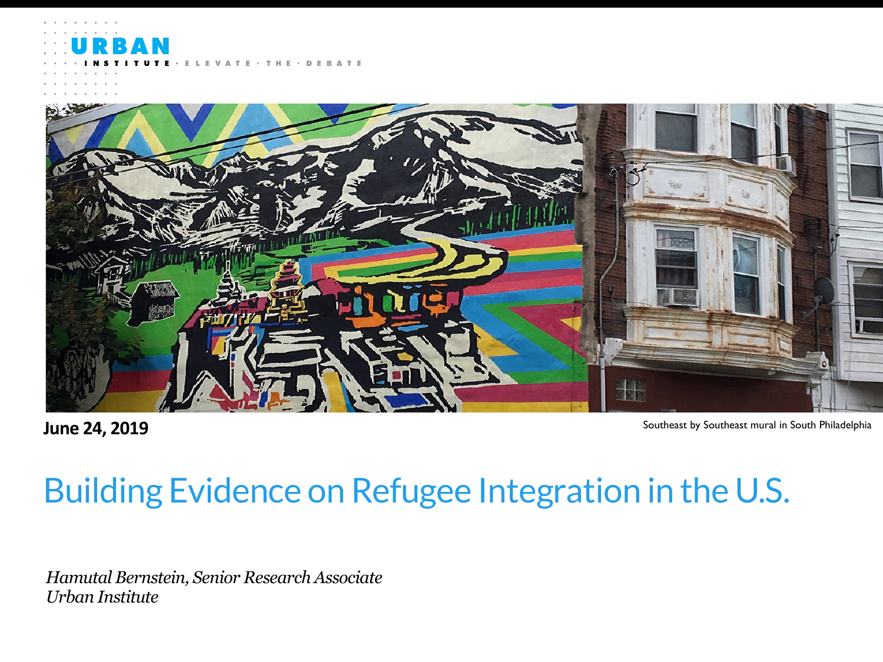URBAN INSTITUTE · ELEVATE · THE · DEBATE

**June 24, 2019**

Southeast by Southeast mural in South Philadelphia

# Building Evidence on Refugee Integration in the U.S.

*Hamutal Bernstein, Senior Research Associate*
*Urban Institute*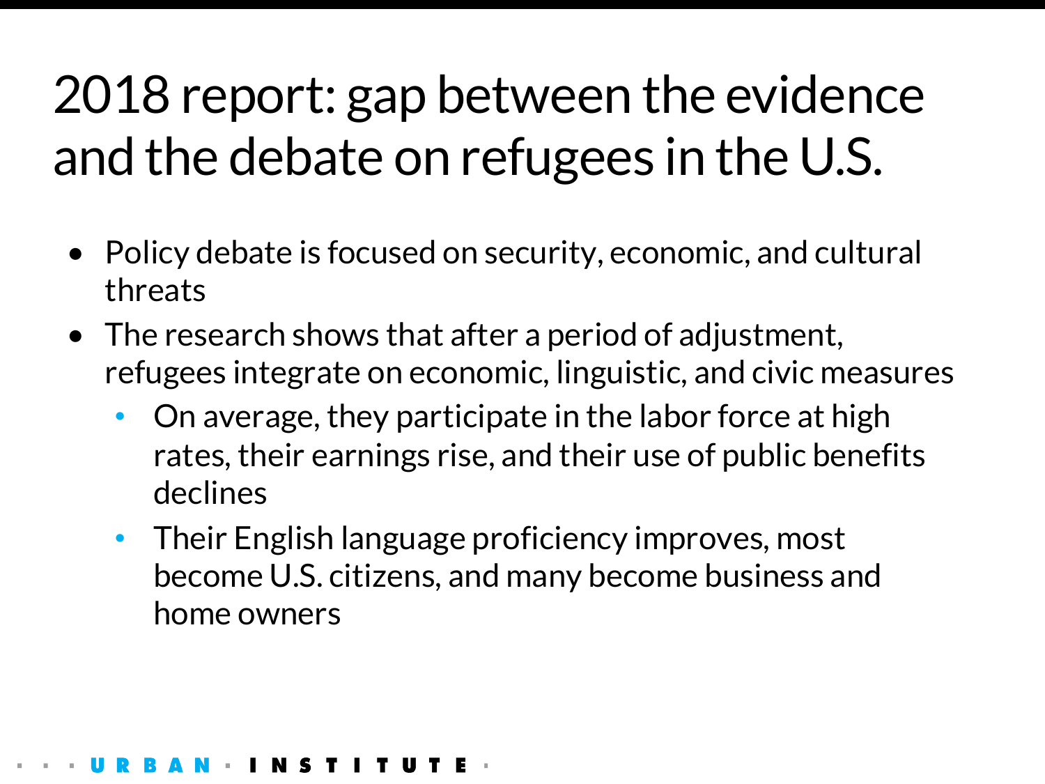# 2018 report: gap between the evidence and the debate on refugees in the U.S.

- Policy debate is focused on security, economic, and cultural threats
- The research shows that after a period of adjustment, refugees integrate on economic, linguistic, and civic measures
  - On average, they participate in the labor force at high rates, their earnings rise, and their use of public benefits declines
  - Their English language proficiency improves, most become U.S. citizens, and many become business and home owners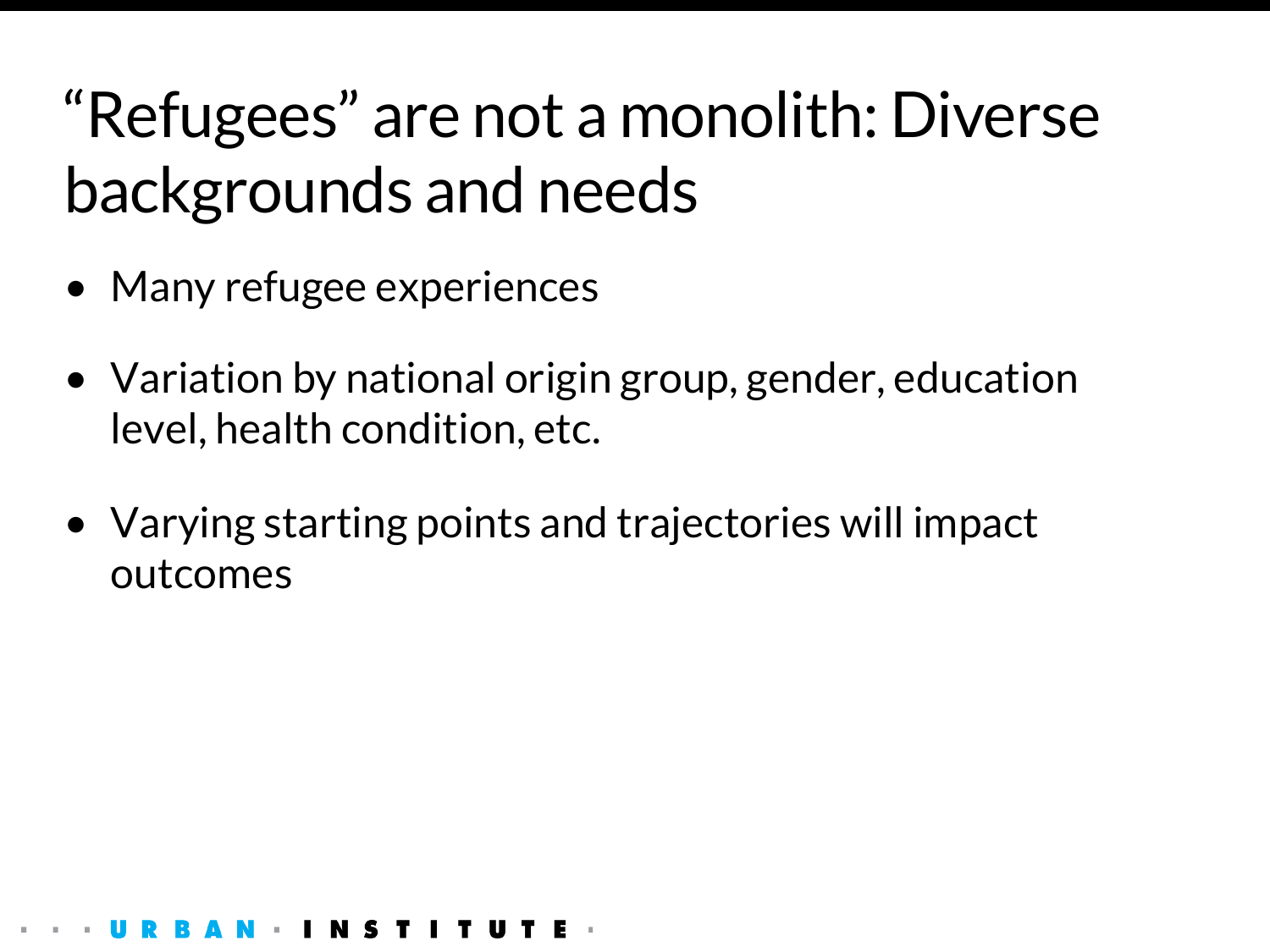# "Refugees" are not a monolith: Diverse backgrounds and needs

- Many refugee experiences
- Variation by national origin group, gender, education level, health condition, etc.
- Varying starting points and trajectories will impact outcomes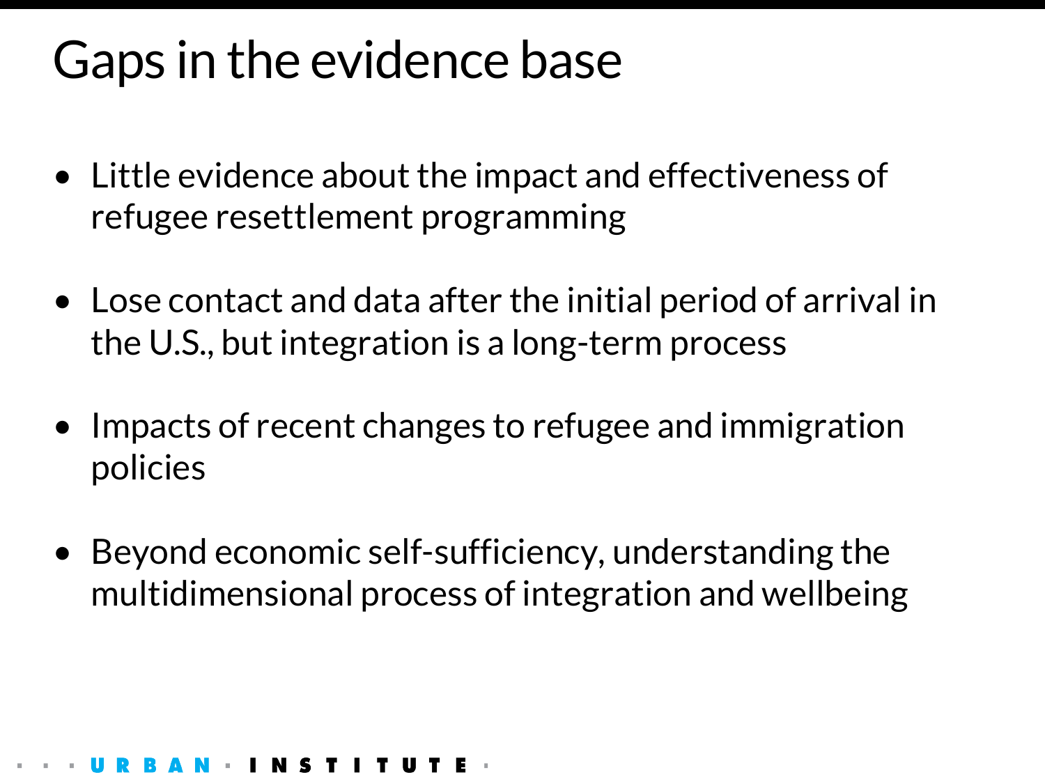# Gaps in the evidence base

- Little evidence about the impact and effectiveness of refugee resettlement programming
- Lose contact and data after the initial period of arrival in the U.S., but integration is a long-term process
- Impacts of recent changes to refugee and immigration policies
- Beyond economic self-sufficiency, understanding the multidimensional process of integration and wellbeing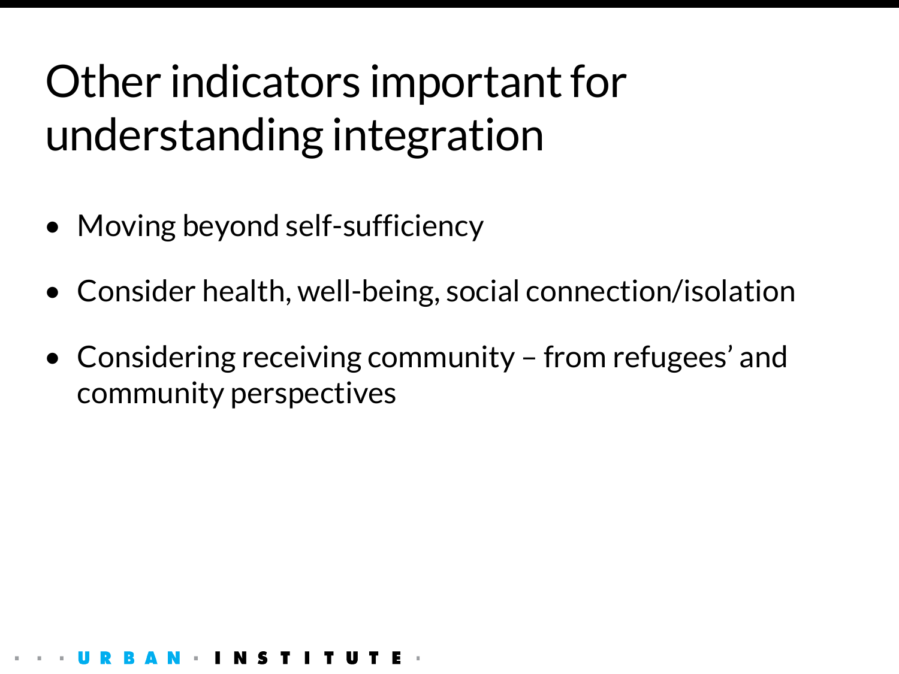# Other indicators important for understanding integration

- Moving beyond self-sufficiency
- Consider health, well-being, social connection/isolation
- Considering receiving community – from refugees' and community perspectives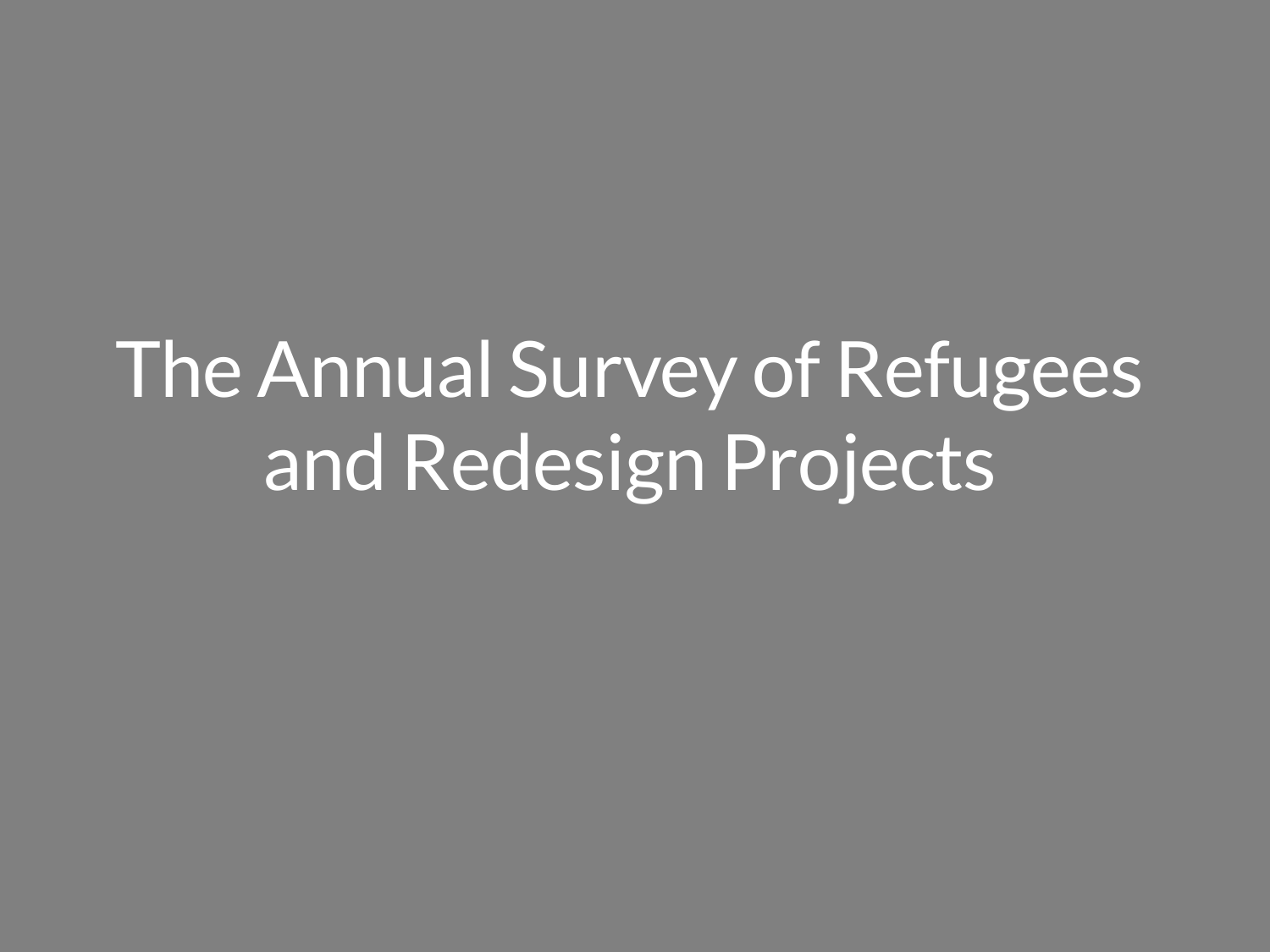# The Annual Survey of Refugees and Redesign Projects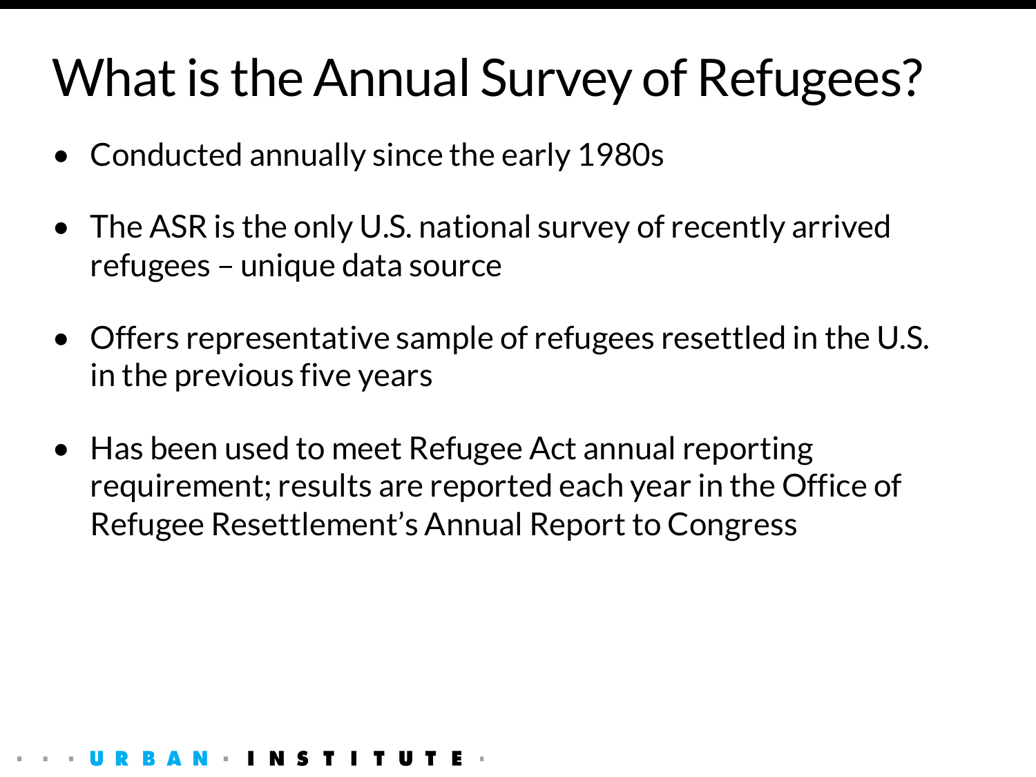# What is the Annual Survey of Refugees?

- Conducted annually since the early 1980s
- The ASR is the only U.S. national survey of recently arrived refugees – unique data source
- Offers representative sample of refugees resettled in the U.S. in the previous five years
- Has been used to meet Refugee Act annual reporting requirement; results are reported each year in the Office of Refugee Resettlement's Annual Report to Congress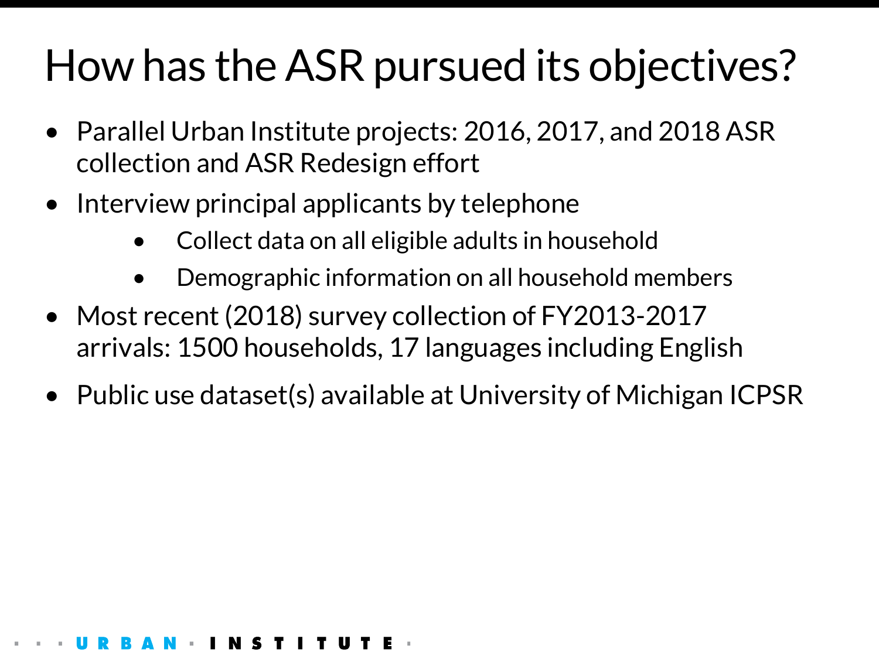# How has the ASR pursued its objectives?

- Parallel Urban Institute projects: 2016, 2017, and 2018 ASR collection and ASR Redesign effort
- Interview principal applicants by telephone
  - Collect data on all eligible adults in household
  - Demographic information on all household members
- Most recent (2018) survey collection of FY2013-2017 arrivals: 1500 households, 17 languages including English
- Public use dataset(s) available at University of Michigan ICPSR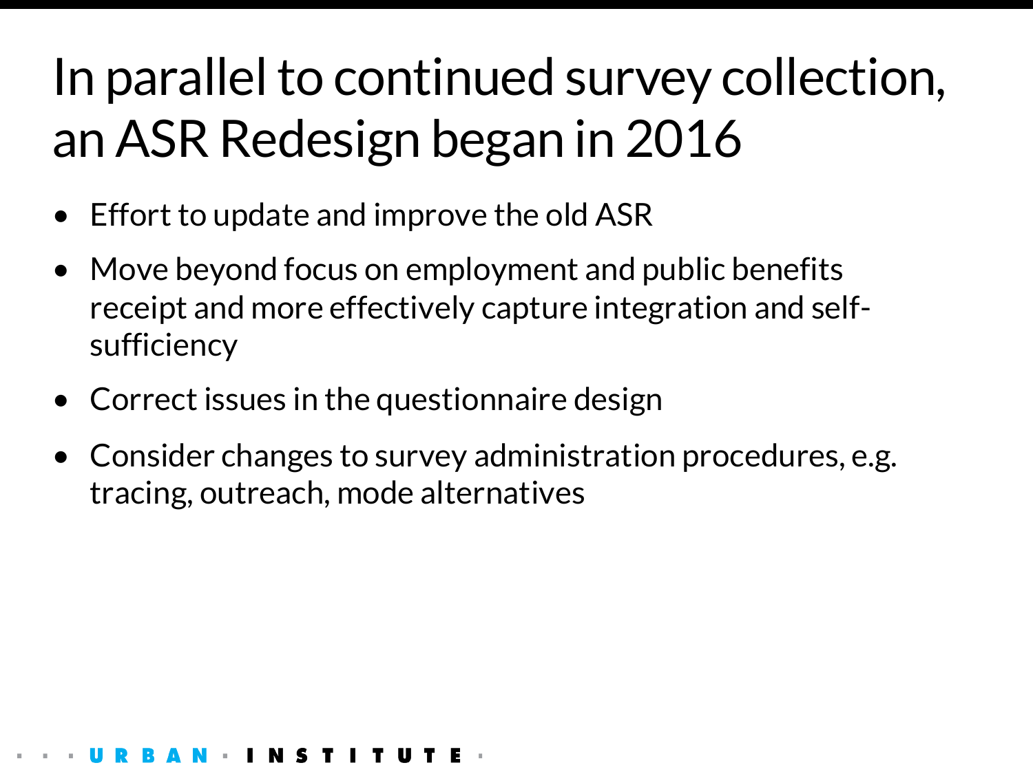# In parallel to continued survey collection, an ASR Redesign began in 2016

- Effort to update and improve the old ASR
- Move beyond focus on employment and public benefits receipt and more effectively capture integration and self-sufficiency
- Correct issues in the questionnaire design
- Consider changes to survey administration procedures, e.g. tracing, outreach, mode alternatives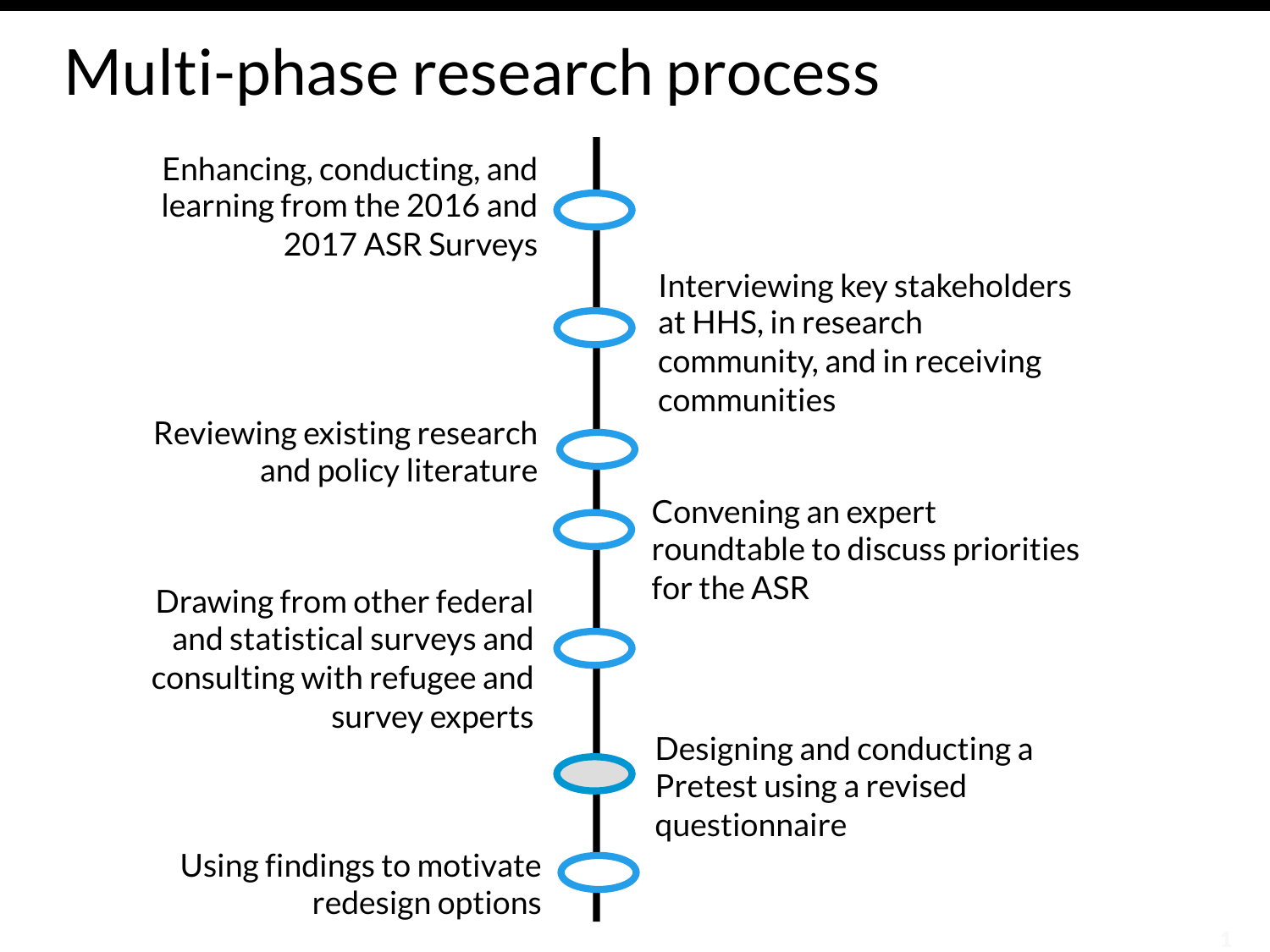# Multi-phase research process

- Enhancing, conducting, and learning from the 2016 and 2017 ASR Surveys
- Interviewing key stakeholders at HHS, in research community, and in receiving communities
- Reviewing existing research and policy literature
- Convening an expert roundtable to discuss priorities for the ASR
- Drawing from other federal and statistical surveys and consulting with refugee and survey experts
- Designing and conducting a Pretest using a revised questionnaire
- Using findings to motivate redesign options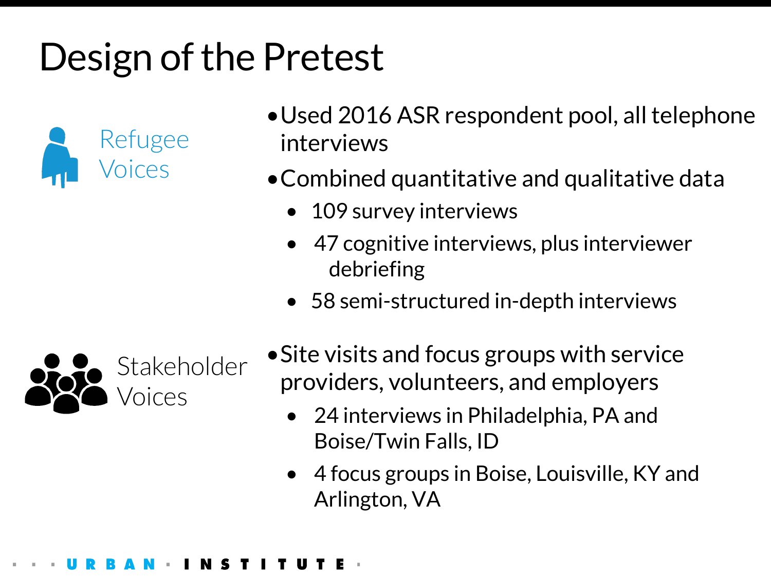# Design of the Pretest

**Refugee Voices**

- Used 2016 ASR respondent pool, all telephone interviews
- Combined quantitative and qualitative data
  - 109 survey interviews
  - 47 cognitive interviews, plus interviewer debriefing
  - 58 semi-structured in-depth interviews

**Stakeholder Voices**

- Site visits and focus groups with service providers, volunteers, and employers
  - 24 interviews in Philadelphia, PA and Boise/Twin Falls, ID
  - 4 focus groups in Boise, Louisville, KY and Arlington, VA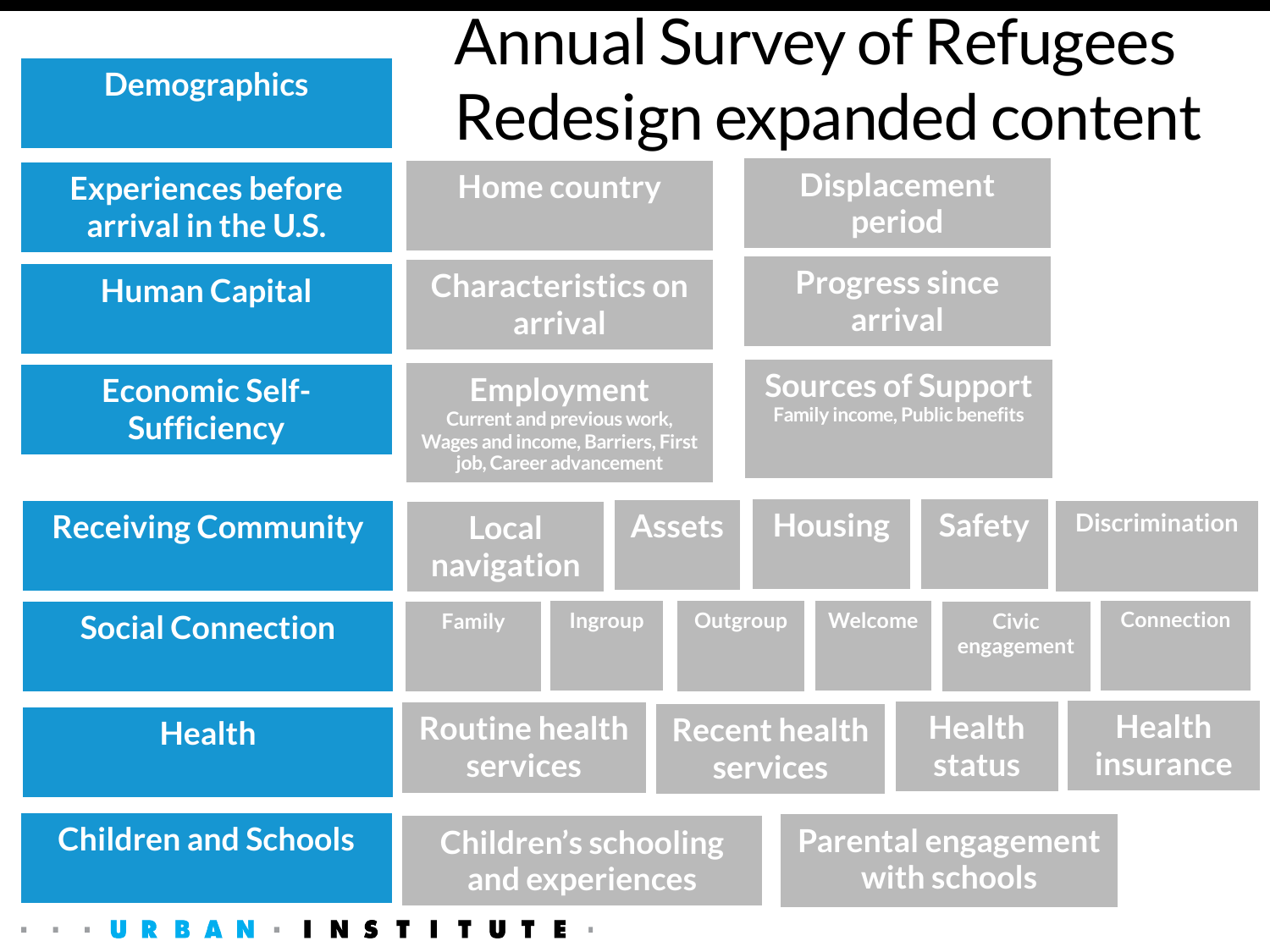# Annual Survey of Refugees Redesign expanded content

| Domain | Content | | | | | |
|---|---|---|---|---|---|---|
| Demographics | | | | | | |
| Experiences before arrival in the U.S. | Home country | Displacement period | | | | |
| Human Capital | Characteristics on arrival | Progress since arrival | | | | |
| Economic Self-Sufficiency | Employment: Current and previous work, Wages and income, Barriers, First job, Career advancement | Sources of Support: Family income, Public benefits | | | | |
| Receiving Community | Local navigation | Assets | Housing | Safety | Discrimination | |
| Social Connection | Family | Ingroup | Outgroup | Welcome | Civic engagement | Connection |
| Health | Routine health services | Recent health services | Health status | Health insurance | | |
| Children and Schools | Children's schooling and experiences | Parental engagement with schools | | | | |

URBAN INSTITUTE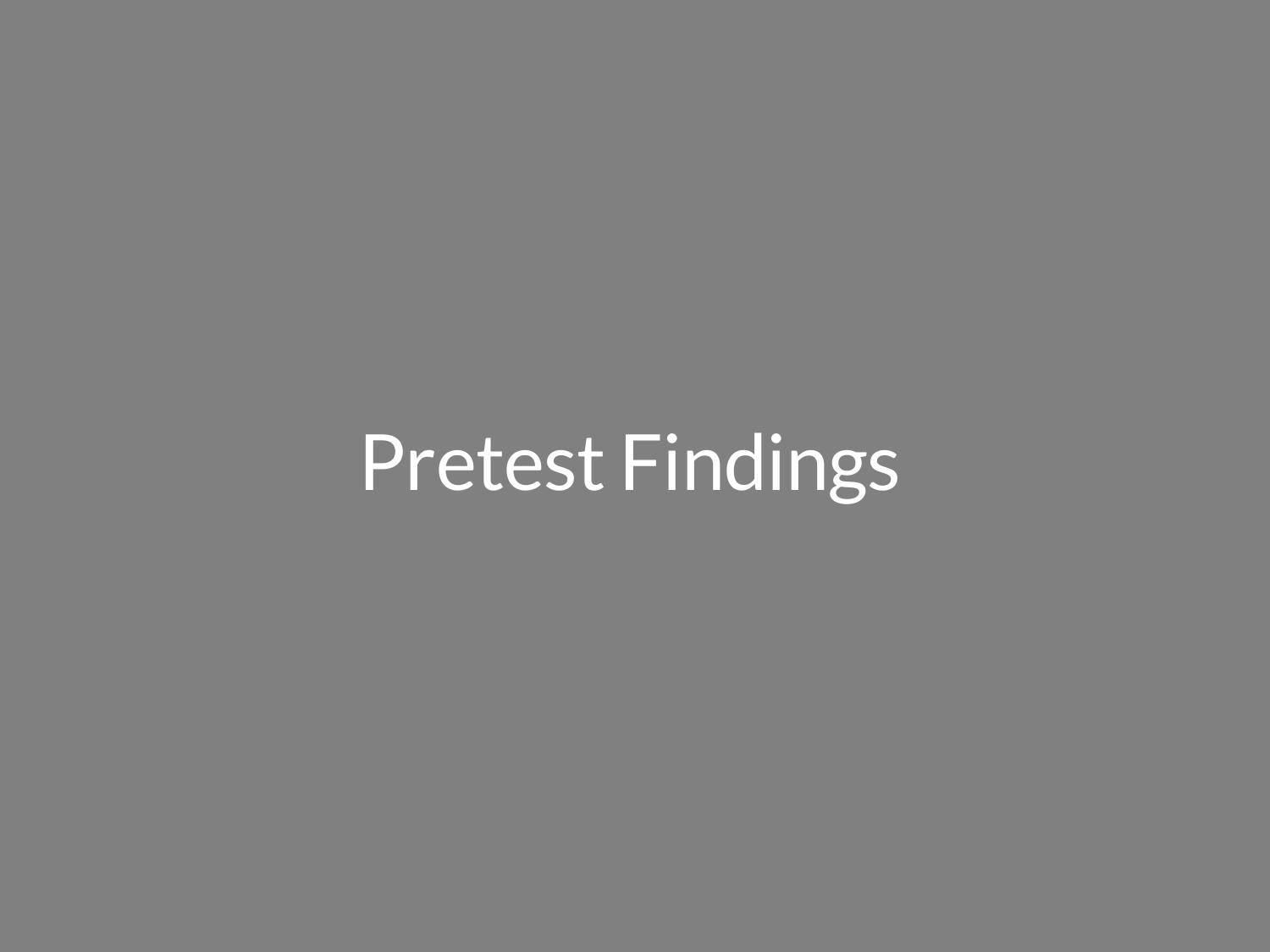# Pretest Findings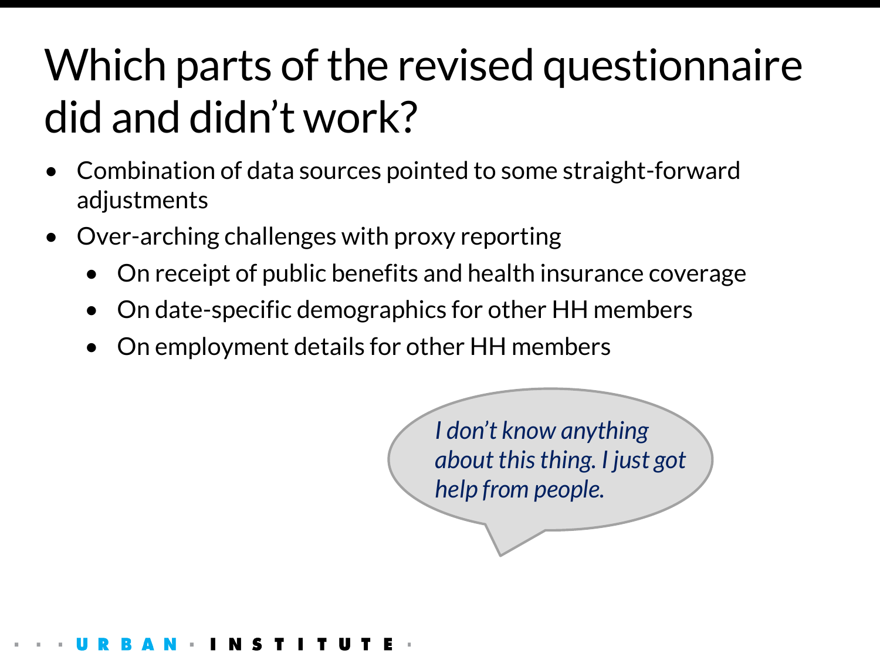# Which parts of the revised questionnaire did and didn't work?

- Combination of data sources pointed to some straight-forward adjustments
- Over-arching challenges with proxy reporting
  - On receipt of public benefits and health insurance coverage
  - On date-specific demographics for other HH members
  - On employment details for other HH members

*I don't know anything about this thing. I just got help from people.*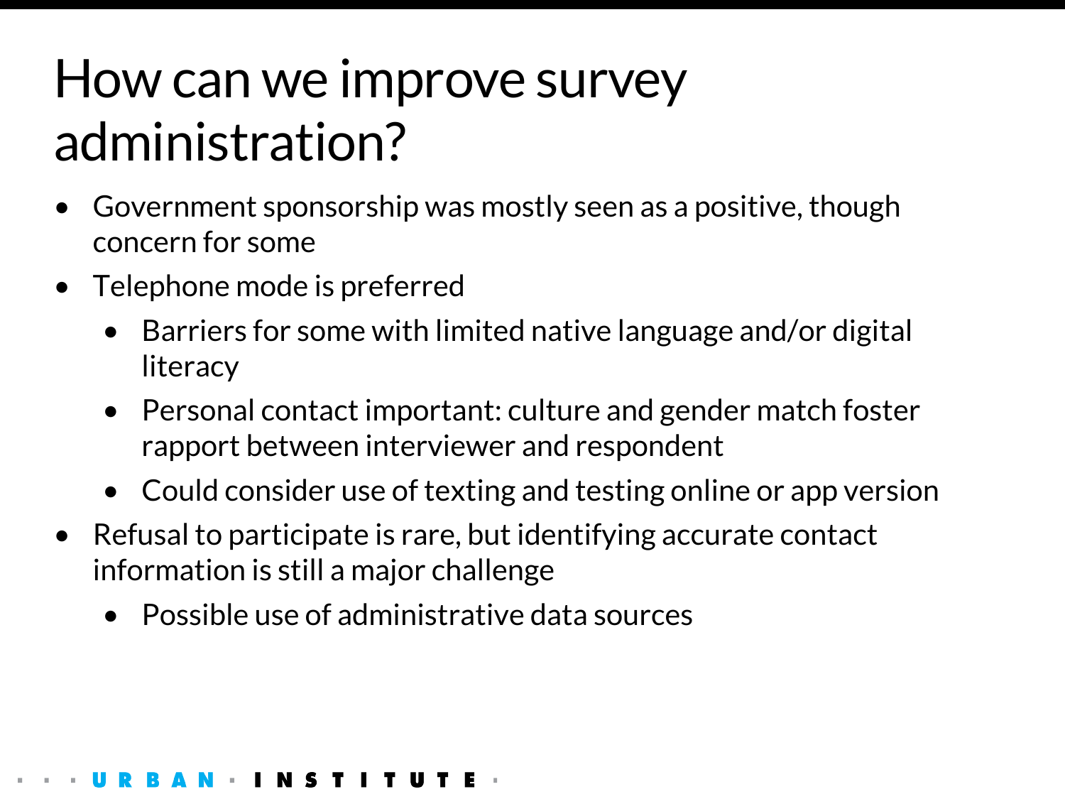# How can we improve survey administration?

- Government sponsorship was mostly seen as a positive, though concern for some
- Telephone mode is preferred
  - Barriers for some with limited native language and/or digital literacy
  - Personal contact important: culture and gender match foster rapport between interviewer and respondent
  - Could consider use of texting and testing online or app version
- Refusal to participate is rare, but identifying accurate contact information is still a major challenge
  - Possible use of administrative data sources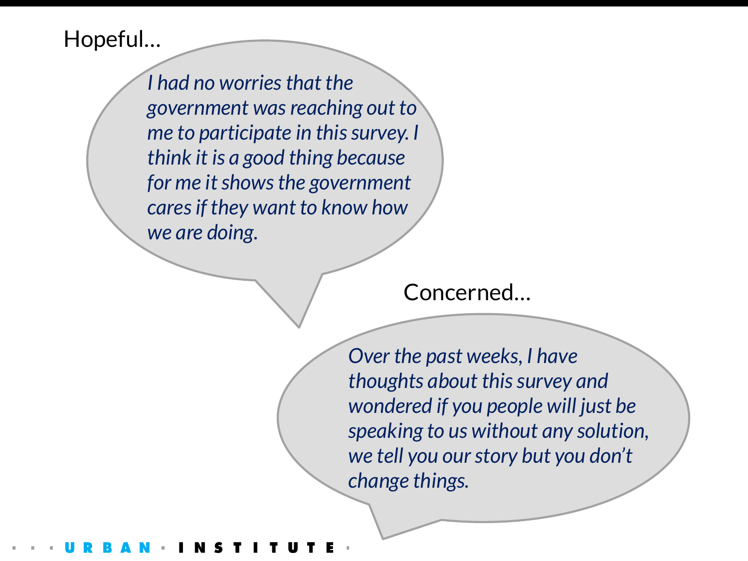Hopeful…

*I had no worries that the government was reaching out to me to participate in this survey. I think it is a good thing because for me it shows the government cares if they want to know how we are doing.*

Concerned…

*Over the past weeks, I have thoughts about this survey and wondered if you people will just be speaking to us without any solution, we tell you our story but you don't change things.*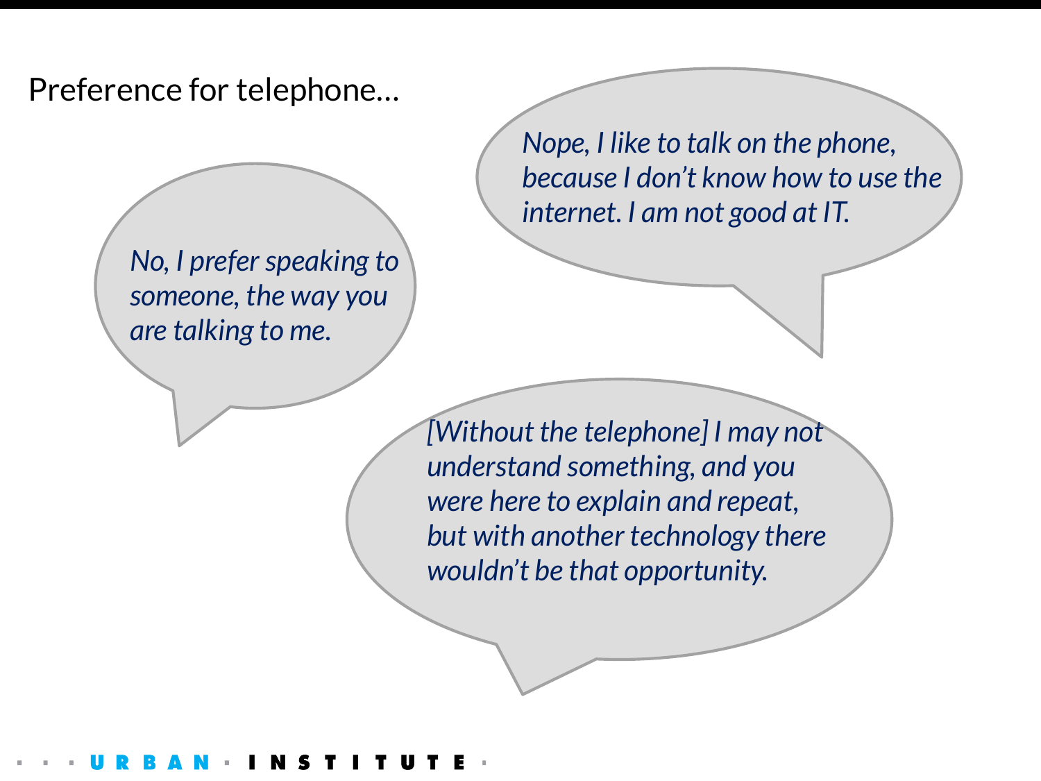## Preference for telephone…

*No, I prefer speaking to someone, the way you are talking to me.*

*Nope, I like to talk on the phone, because I don't know how to use the internet. I am not good at IT.*

*[Without the telephone] I may not understand something, and you were here to explain and repeat, but with another technology there wouldn't be that opportunity.*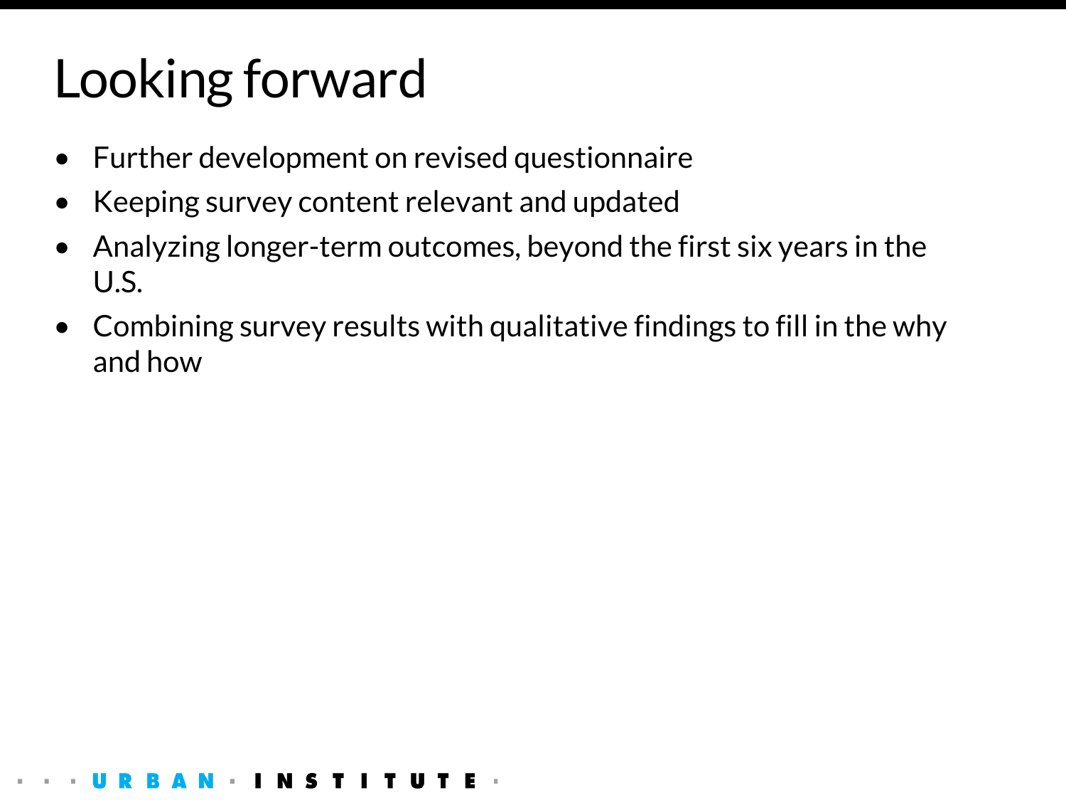# Looking forward

- Further development on revised questionnaire
- Keeping survey content relevant and updated
- Analyzing longer-term outcomes, beyond the first six years in the U.S.
- Combining survey results with qualitative findings to fill in the why and how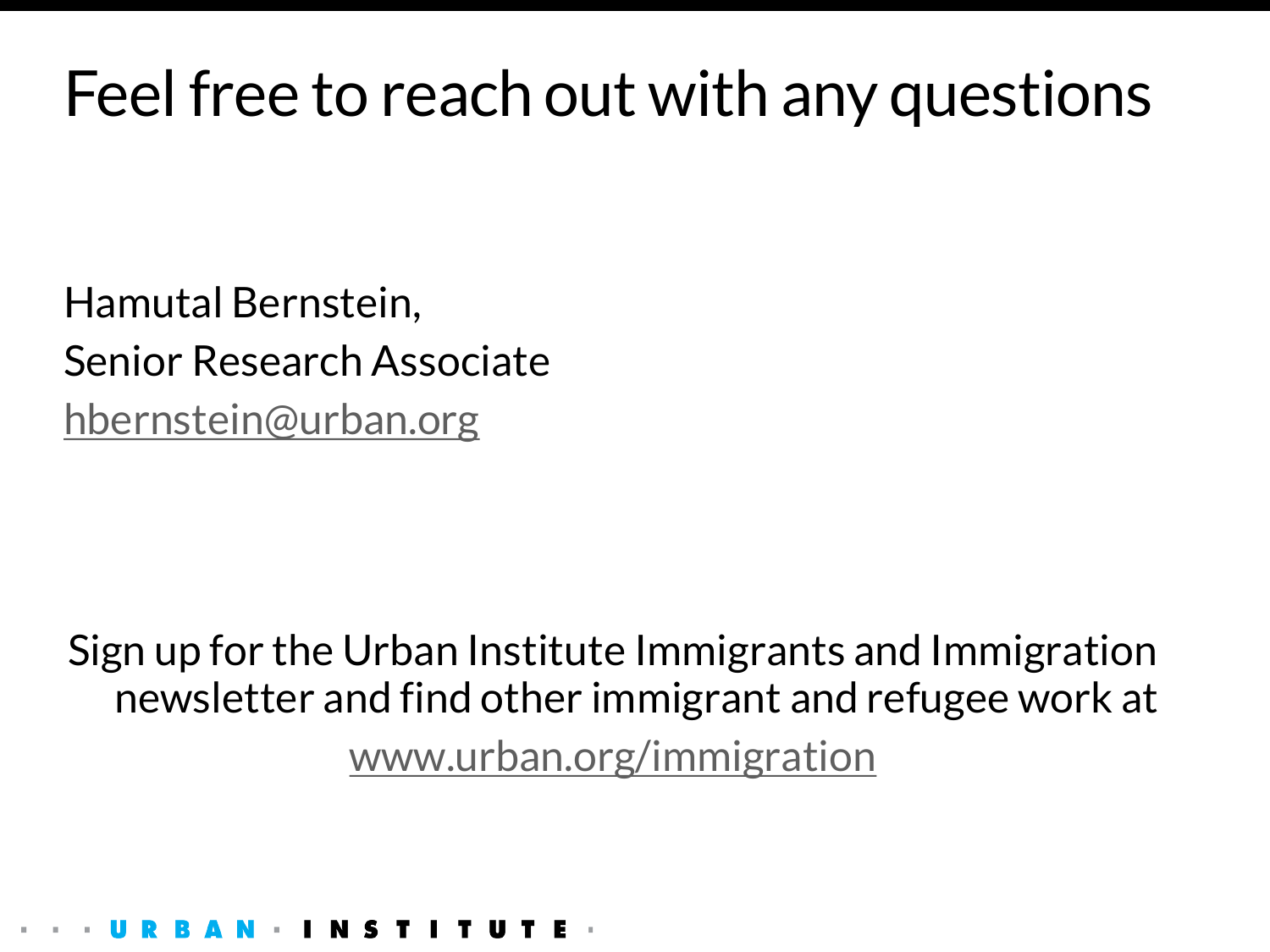# Feel free to reach out with any questions

Hamutal Bernstein,
Senior Research Associate
hbernstein@urban.org

Sign up for the Urban Institute Immigrants and Immigration newsletter and find other immigrant and refugee work at
www.urban.org/immigration